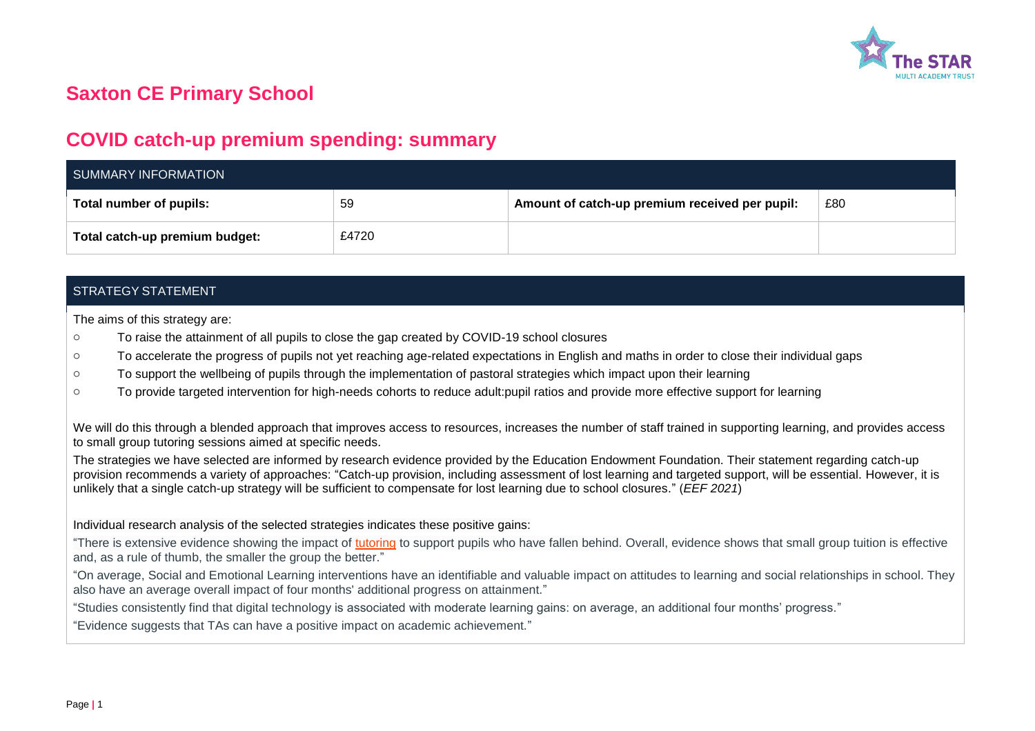# Saxton CE Primary School

## COVID catch-up premium spending: summary

| SUMMARY INFORMATION | | | |
|---|---|---|---|
| **Total number of pupils:** | 59 | **Amount of catch-up premium received per pupil:** | £80 |
| **Total catch-up premium budget:** | £4720 | | |

### STRATEGY STATEMENT

The aims of this strategy are:

- To raise the attainment of all pupils to close the gap created by COVID-19 school closures
- To accelerate the progress of pupils not yet reaching age-related expectations in English and maths in order to close their individual gaps
- To support the wellbeing of pupils through the implementation of pastoral strategies which impact upon their learning
- To provide targeted intervention for high-needs cohorts to reduce adult:pupil ratios and provide more effective support for learning

We will do this through a blended approach that improves access to resources, increases the number of staff trained in supporting learning, and provides access to small group tutoring sessions aimed at specific needs.

The strategies we have selected are informed by research evidence provided by the Education Endowment Foundation. Their statement regarding catch-up provision recommends a variety of approaches: "Catch-up provision, including assessment of lost learning and targeted support, will be essential. However, it is unlikely that a single catch-up strategy will be sufficient to compensate for lost learning due to school closures." (*EEF 2021*)

Individual research analysis of the selected strategies indicates these positive gains:

"There is extensive evidence showing the impact of tutoring to support pupils who have fallen behind. Overall, evidence shows that small group tuition is effective and, as a rule of thumb, the smaller the group the better."

"On average, Social and Emotional Learning interventions have an identifiable and valuable impact on attitudes to learning and social relationships in school. They also have an average overall impact of four months' additional progress on attainment."

"Studies consistently find that digital technology is associated with moderate learning gains: on average, an additional four months' progress."

"Evidence suggests that TAs can have a positive impact on academic achievement."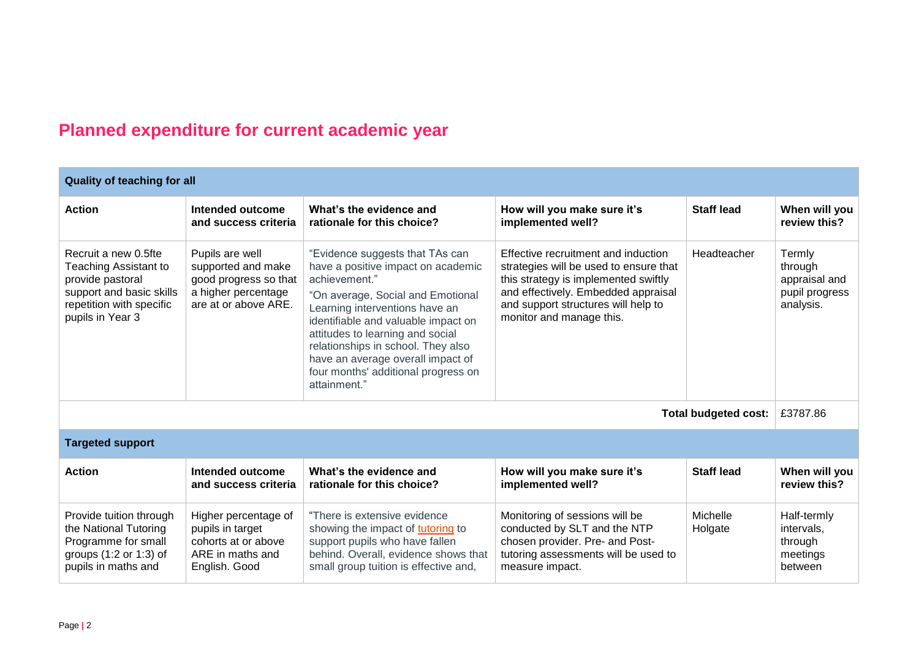## Planned expenditure for current academic year

| Quality of teaching for all | | | | | |
|---|---|---|---|---|---|
| **Action** | **Intended outcome and success criteria** | **What's the evidence and rationale for this choice?** | **How will you make sure it's implemented well?** | **Staff lead** | **When will you review this?** |
| Recruit a new 0.5fte Teaching Assistant to provide pastoral support and basic skills repetition with specific pupils in Year 3 | Pupils are well supported and make good progress so that a higher percentage are at or above ARE. | "Evidence suggests that TAs can have a positive impact on academic achievement." "On average, Social and Emotional Learning interventions have an identifiable and valuable impact on attitudes to learning and social relationships in school. They also have an average overall impact of four months' additional progress on attainment." | Effective recruitment and induction strategies will be used to ensure that this strategy is implemented swiftly and effectively. Embedded appraisal and support structures will help to monitor and manage this. | Headteacher | Termly through appraisal and pupil progress analysis. |
| | | | | **Total budgeted cost:** | £3787.86 |

| Targeted support | | | | | |
|---|---|---|---|---|---|
| **Action** | **Intended outcome and success criteria** | **What's the evidence and rationale for this choice?** | **How will you make sure it's implemented well?** | **Staff lead** | **When will you review this?** |
| Provide tuition through the National Tutoring Programme for small groups (1:2 or 1:3) of pupils in maths and | Higher percentage of pupils in target cohorts at or above ARE in maths and English. Good | "There is extensive evidence showing the impact of tutoring to support pupils who have fallen behind. Overall, evidence shows that small group tuition is effective and, | Monitoring of sessions will be conducted by SLT and the NTP chosen provider. Pre- and Post-tutoring assessments will be used to measure impact. | Michelle Holgate | Half-termly intervals, through meetings between |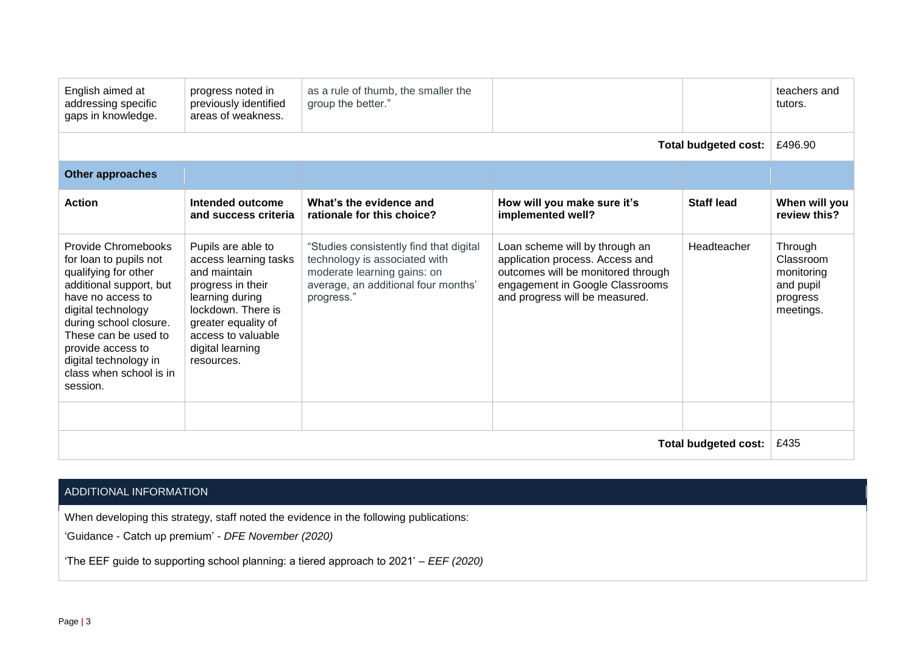| | | | | | |
|---|---|---|---|---|---|
| English aimed at addressing specific gaps in knowledge. | progress noted in previously identified areas of weakness. | as a rule of thumb, the smaller the group the better." | | | teachers and tutors. |
| | | | | **Total budgeted cost:** | £496.90 |

| **Other approaches** | | | | | |
|---|---|---|---|---|---|
| **Action** | **Intended outcome and success criteria** | **What's the evidence and rationale for this choice?** | **How will you make sure it's implemented well?** | **Staff lead** | **When will you review this?** |
| Provide Chromebooks for loan to pupils not qualifying for other additional support, but have no access to digital technology during school closure. These can be used to provide access to digital technology in class when school is in session. | Pupils are able to access learning tasks and maintain progress in their learning during lockdown. There is greater equality of access to valuable digital learning resources. | "Studies consistently find that digital technology is associated with moderate learning gains: on average, an additional four months' progress." | Loan scheme will by through an application process. Access and outcomes will be monitored through engagement in Google Classrooms and progress will be measured. | Headteacher | Through Classroom monitoring and pupil progress meetings. |
| | | | | | |
| | | | | **Total budgeted cost:** | £435 |

## ADDITIONAL INFORMATION

When developing this strategy, staff noted the evidence in the following publications:

'Guidance - Catch up premium' - *DFE November (2020)*

'The EEF guide to supporting school planning: a tiered approach to 2021' – *EEF (2020)*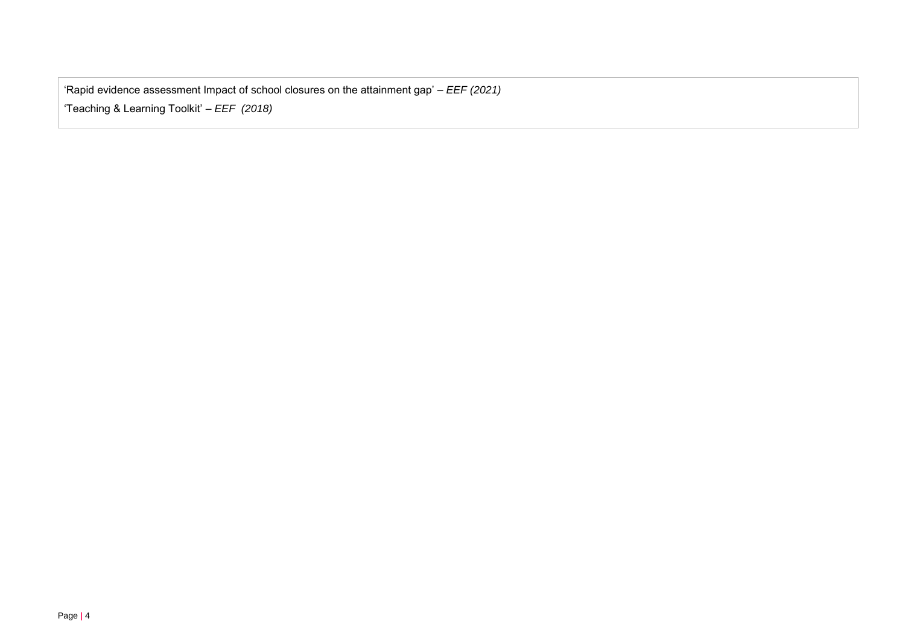'Rapid evidence assessment Impact of school closures on the attainment gap' – *EEF (2021)*

'Teaching & Learning Toolkit' – *EEF (2018)*